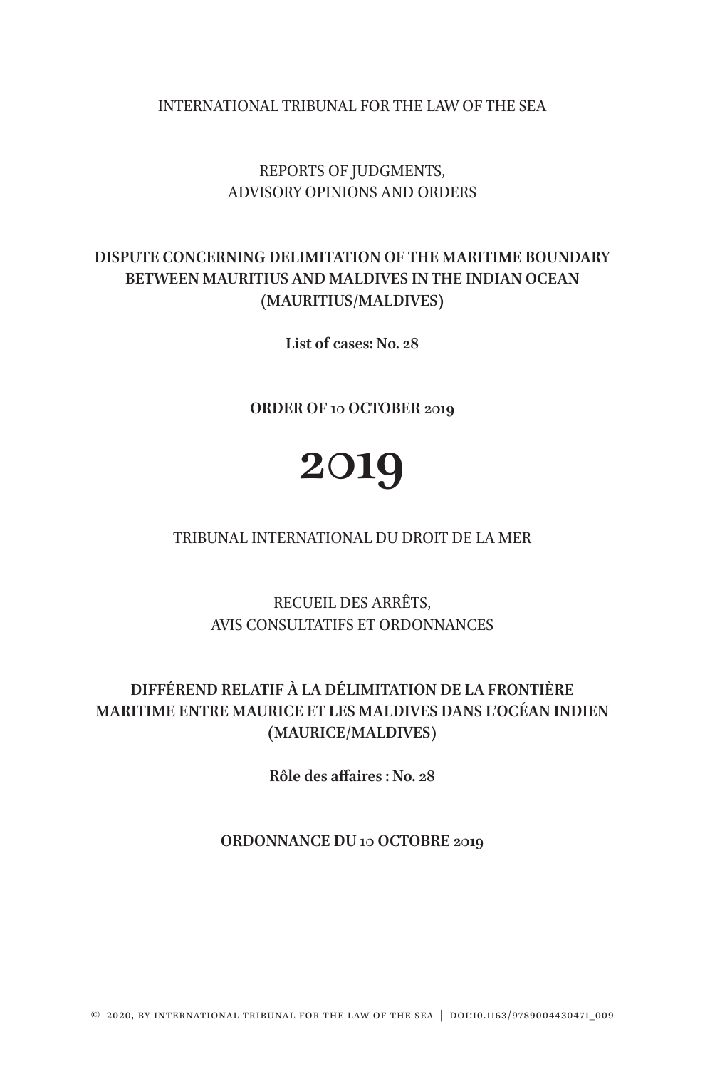INTERNATIONAL TRIBUNAL FOR THE LAW OF THE SEA

REPORTS OF JUDGMENTS,
ADVISORY OPINIONS AND ORDERS

**DISPUTE CONCERNING DELIMITATION OF THE MARITIME BOUNDARY BETWEEN MAURITIUS AND MALDIVES IN THE INDIAN OCEAN (MAURITIUS/MALDIVES)**

**List of cases: No. 28**

**ORDER OF 10 OCTOBER 2019**

# 2019

TRIBUNAL INTERNATIONAL DU DROIT DE LA MER

RECUEIL DES ARRÊTS,
AVIS CONSULTATIFS ET ORDONNANCES

**DIFFÉREND RELATIF À LA DÉLIMITATION DE LA FRONTIÈRE MARITIME ENTRE MAURICE ET LES MALDIVES DANS L'OCÉAN INDIEN (MAURICE/MALDIVES)**

**Rôle des affaires : No. 28**

**ORDONNANCE DU 10 OCTOBRE 2019**

© 2020, BY INTERNATIONAL TRIBUNAL FOR THE LAW OF THE SEA | DOI:10.1163/9789004430471_009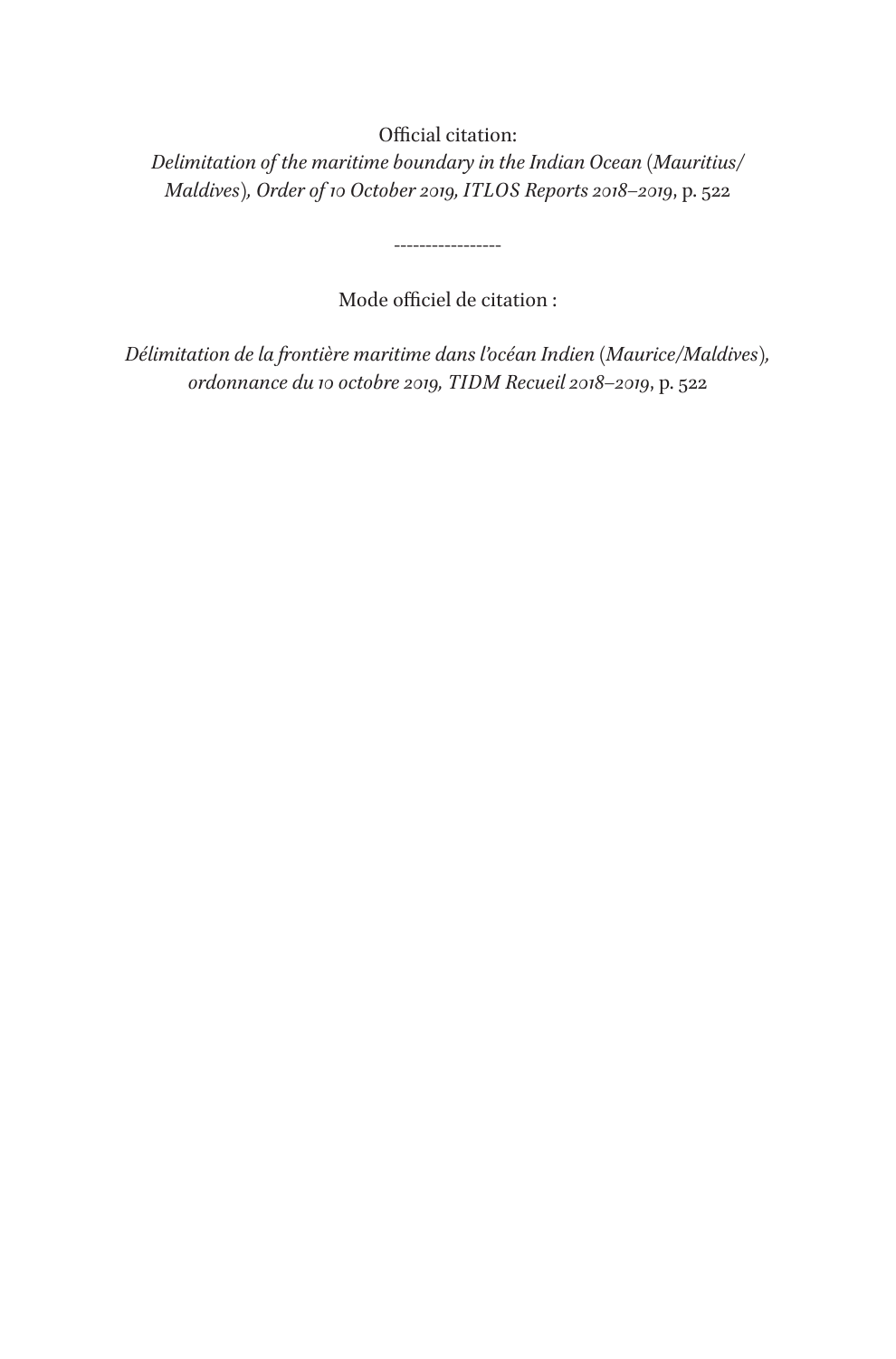Official citation:

*Delimitation of the maritime boundary in the Indian Ocean (Mauritius/Maldives), Order of 10 October 2019, ITLOS Reports 2018–2019*, p. 522

-----------------

Mode officiel de citation :

*Délimitation de la frontière maritime dans l'océan Indien (Maurice/Maldives), ordonnance du 10 octobre 2019, TIDM Recueil 2018–2019*, p. 522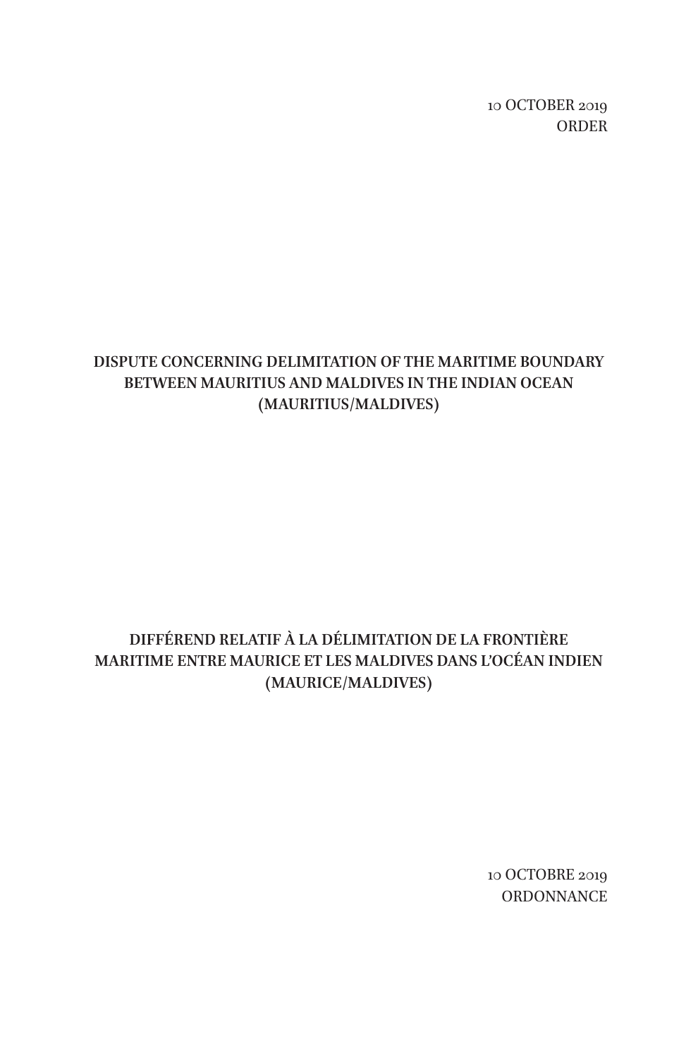10 OCTOBER 2019

ORDER

# DISPUTE CONCERNING DELIMITATION OF THE MARITIME BOUNDARY BETWEEN MAURITIUS AND MALDIVES IN THE INDIAN OCEAN (MAURITIUS/MALDIVES)

# DIFFÉREND RELATIF À LA DÉLIMITATION DE LA FRONTIÈRE MARITIME ENTRE MAURICE ET LES MALDIVES DANS L'OCÉAN INDIEN (MAURICE/MALDIVES)

10 OCTOBRE 2019

ORDONNANCE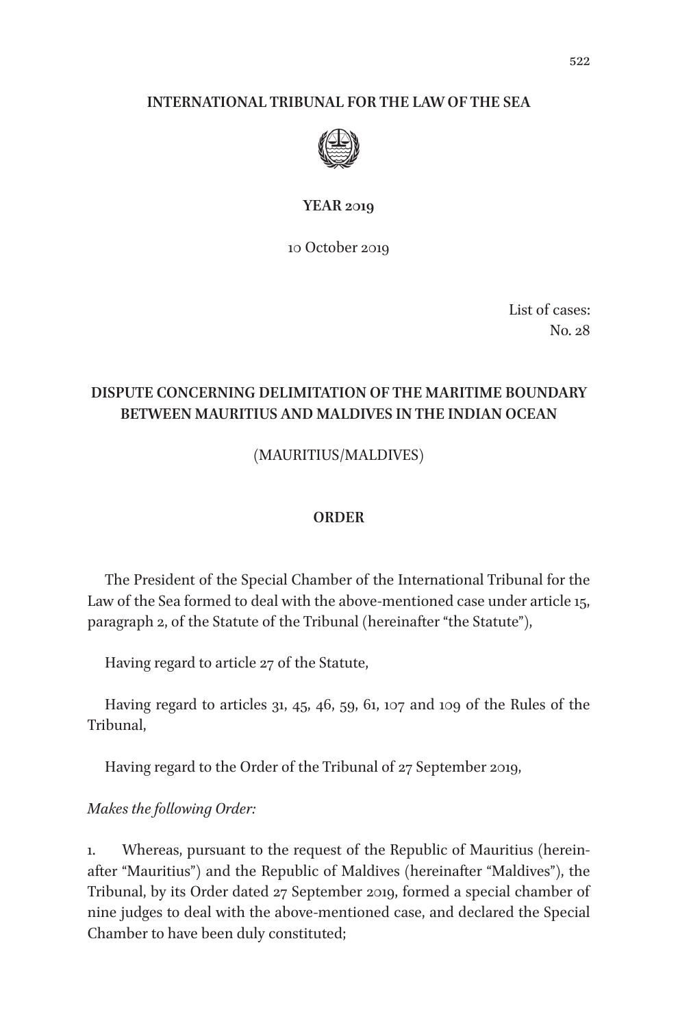**INTERNATIONAL TRIBUNAL FOR THE LAW OF THE SEA**

**YEAR 2019**

10 October 2019

List of cases:
No. 28

## DISPUTE CONCERNING DELIMITATION OF THE MARITIME BOUNDARY BETWEEN MAURITIUS AND MALDIVES IN THE INDIAN OCEAN

(MAURITIUS/MALDIVES)

## ORDER

The President of the Special Chamber of the International Tribunal for the Law of the Sea formed to deal with the above-mentioned case under article 15, paragraph 2, of the Statute of the Tribunal (hereinafter "the Statute"),

Having regard to article 27 of the Statute,

Having regard to articles 31, 45, 46, 59, 61, 107 and 109 of the Rules of the Tribunal,

Having regard to the Order of the Tribunal of 27 September 2019,

*Makes the following Order:*

1. Whereas, pursuant to the request of the Republic of Mauritius (hereinafter "Mauritius") and the Republic of Maldives (hereinafter "Maldives"), the Tribunal, by its Order dated 27 September 2019, formed a special chamber of nine judges to deal with the above-mentioned case, and declared the Special Chamber to have been duly constituted;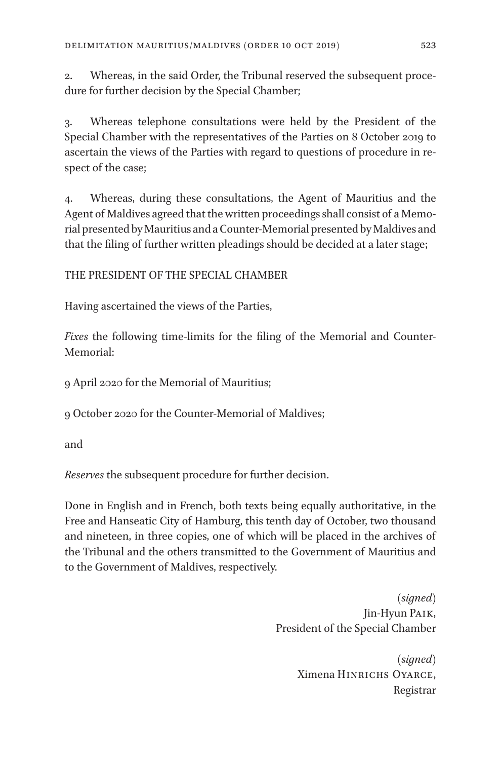2. Whereas, in the said Order, the Tribunal reserved the subsequent procedure for further decision by the Special Chamber;

3. Whereas telephone consultations were held by the President of the Special Chamber with the representatives of the Parties on 8 October 2019 to ascertain the views of the Parties with regard to questions of procedure in respect of the case;

4. Whereas, during these consultations, the Agent of Mauritius and the Agent of Maldives agreed that the written proceedings shall consist of a Memorial presented by Mauritius and a Counter-Memorial presented by Maldives and that the filing of further written pleadings should be decided at a later stage;

THE PRESIDENT OF THE SPECIAL CHAMBER

Having ascertained the views of the Parties,

*Fixes* the following time-limits for the filing of the Memorial and Counter-Memorial:

9 April 2020 for the Memorial of Mauritius;

9 October 2020 for the Counter-Memorial of Maldives;

and

*Reserves* the subsequent procedure for further decision.

Done in English and in French, both texts being equally authoritative, in the Free and Hanseatic City of Hamburg, this tenth day of October, two thousand and nineteen, in three copies, one of which will be placed in the archives of the Tribunal and the others transmitted to the Government of Mauritius and to the Government of Maldives, respectively.

(*signed*)
Jin-Hyun Paik,
President of the Special Chamber

(*signed*)
Ximena Hinrichs Oyarce,
Registrar